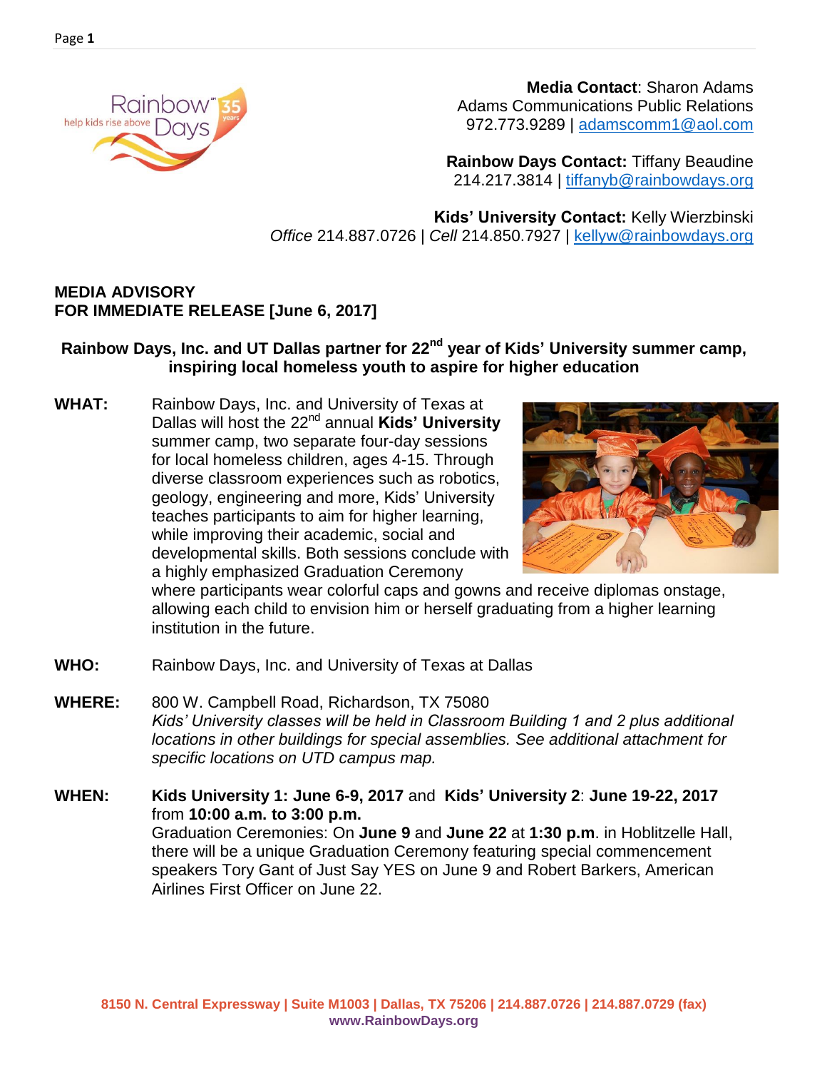**Media Contact**: Sharon Adams
Adams Communications Public Relations
972.773.9289 | adamscomm1@aol.com

**Rainbow Days Contact:** Tiffany Beaudine
214.217.3814 | tiffanyb@rainbowdays.org

**Kids' University Contact:** Kelly Wierzbinski
*Office* 214.887.0726 | *Cell* 214.850.7927 | kellyw@rainbowdays.org

**MEDIA ADVISORY**
**FOR IMMEDIATE RELEASE [June 6, 2017]**

## Rainbow Days, Inc. and UT Dallas partner for 22nd year of Kids' University summer camp, inspiring local homeless youth to aspire for higher education

**WHAT:** Rainbow Days, Inc. and University of Texas at Dallas will host the 22nd annual **Kids' University** summer camp, two separate four-day sessions for local homeless children, ages 4-15. Through diverse classroom experiences such as robotics, geology, engineering and more, Kids' University teaches participants to aim for higher learning, while improving their academic, social and developmental skills. Both sessions conclude with a highly emphasized Graduation Ceremony where participants wear colorful caps and gowns and receive diplomas onstage, allowing each child to envision him or herself graduating from a higher learning institution in the future.

**WHO:** Rainbow Days, Inc. and University of Texas at Dallas

**WHERE:** 800 W. Campbell Road, Richardson, TX 75080
*Kids' University classes will be held in Classroom Building 1 and 2 plus additional locations in other buildings for special assemblies. See additional attachment for specific locations on UTD campus map.*

**WHEN:** **Kids University 1: June 6-9, 2017** and **Kids' University 2**: **June 19-22, 2017** from **10:00 a.m. to 3:00 p.m.**
Graduation Ceremonies: On **June 9** and **June 22** at **1:30 p.m**. in Hoblitzelle Hall, there will be a unique Graduation Ceremony featuring special commencement speakers Tory Gant of Just Say YES on June 9 and Robert Barkers, American Airlines First Officer on June 22.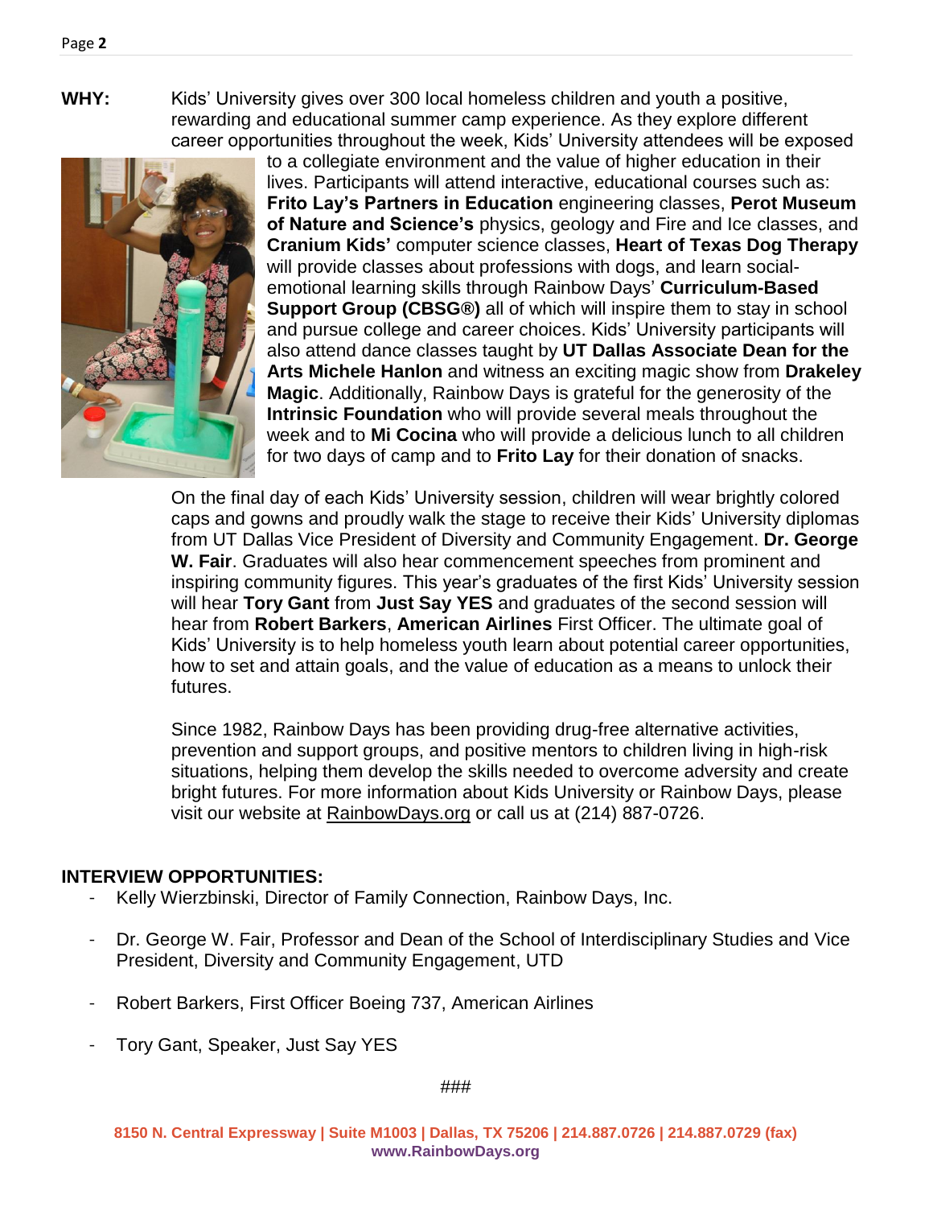**WHY:** Kids' University gives over 300 local homeless children and youth a positive, rewarding and educational summer camp experience. As they explore different career opportunities throughout the week, Kids' University attendees will be exposed to a collegiate environment and the value of higher education in their lives. Participants will attend interactive, educational courses such as: **Frito Lay's Partners in Education** engineering classes, **Perot Museum of Nature and Science's** physics, geology and Fire and Ice classes, and **Cranium Kids'** computer science classes, **Heart of Texas Dog Therapy** will provide classes about professions with dogs, and learn social-emotional learning skills through Rainbow Days' **Curriculum-Based Support Group (CBSG®)** all of which will inspire them to stay in school and pursue college and career choices. Kids' University participants will also attend dance classes taught by **UT Dallas Associate Dean for the Arts Michele Hanlon** and witness an exciting magic show from **Drakeley Magic**. Additionally, Rainbow Days is grateful for the generosity of the **Intrinsic Foundation** who will provide several meals throughout the week and to **Mi Cocina** who will provide a delicious lunch to all children for two days of camp and to **Frito Lay** for their donation of snacks.

On the final day of each Kids' University session, children will wear brightly colored caps and gowns and proudly walk the stage to receive their Kids' University diplomas from UT Dallas Vice President of Diversity and Community Engagement. **Dr. George W. Fair**. Graduates will also hear commencement speeches from prominent and inspiring community figures. This year's graduates of the first Kids' University session will hear **Tory Gant** from **Just Say YES** and graduates of the second session will hear from **Robert Barkers**, **American Airlines** First Officer. The ultimate goal of Kids' University is to help homeless youth learn about potential career opportunities, how to set and attain goals, and the value of education as a means to unlock their futures.

Since 1982, Rainbow Days has been providing drug-free alternative activities, prevention and support groups, and positive mentors to children living in high-risk situations, helping them develop the skills needed to overcome adversity and create bright futures. For more information about Kids University or Rainbow Days, please visit our website at RainbowDays.org or call us at (214) 887-0726.

**INTERVIEW OPPORTUNITIES:**

- Kelly Wierzbinski, Director of Family Connection, Rainbow Days, Inc.
- Dr. George W. Fair, Professor and Dean of the School of Interdisciplinary Studies and Vice President, Diversity and Community Engagement, UTD
- Robert Barkers, First Officer Boeing 737, American Airlines
- Tory Gant, Speaker, Just Say YES

###

**8150 N. Central Expressway | Suite M1003 | Dallas, TX 75206 | 214.887.0726 | 214.887.0729 (fax)**
**www.RainbowDays.org**